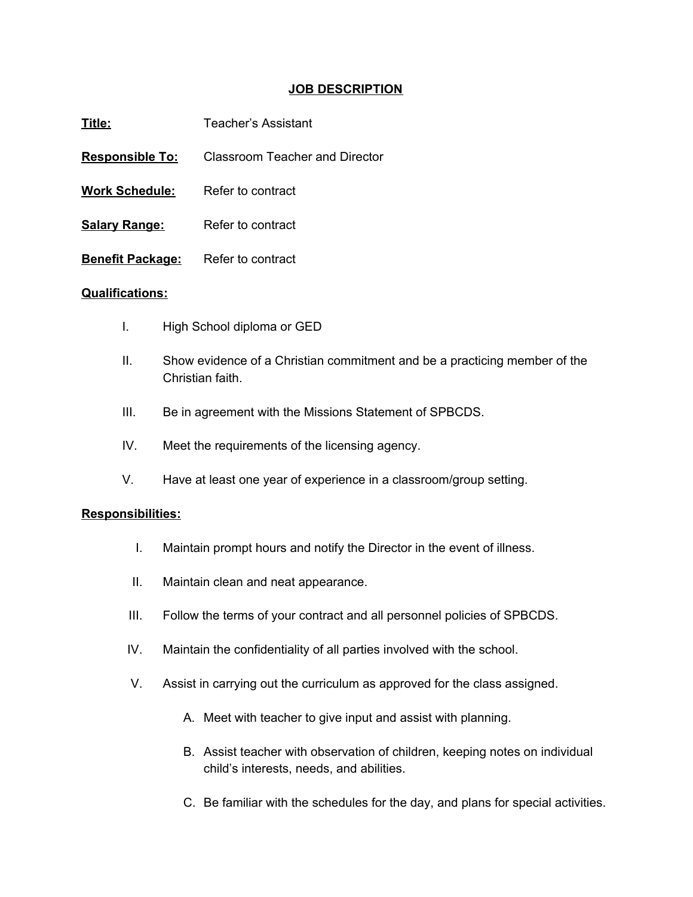# JOB DESCRIPTION

**Title:** Teacher's Assistant

**Responsible To:** Classroom Teacher and Director

**Work Schedule:** Refer to contract

**Salary Range:** Refer to contract

**Benefit Package:** Refer to contract

**Qualifications:**

I. High School diploma or GED

II. Show evidence of a Christian commitment and be a practicing member of the Christian faith.

III. Be in agreement with the Missions Statement of SPBCDS.

IV. Meet the requirements of the licensing agency.

V. Have at least one year of experience in a classroom/group setting.

**Responsibilities:**

I. Maintain prompt hours and notify the Director in the event of illness.

II. Maintain clean and neat appearance.

III. Follow the terms of your contract and all personnel policies of SPBCDS.

IV. Maintain the confidentiality of all parties involved with the school.

V. Assist in carrying out the curriculum as approved for the class assigned.

   A. Meet with teacher to give input and assist with planning.

   B. Assist teacher with observation of children, keeping notes on individual child's interests, needs, and abilities.

   C. Be familiar with the schedules for the day, and plans for special activities.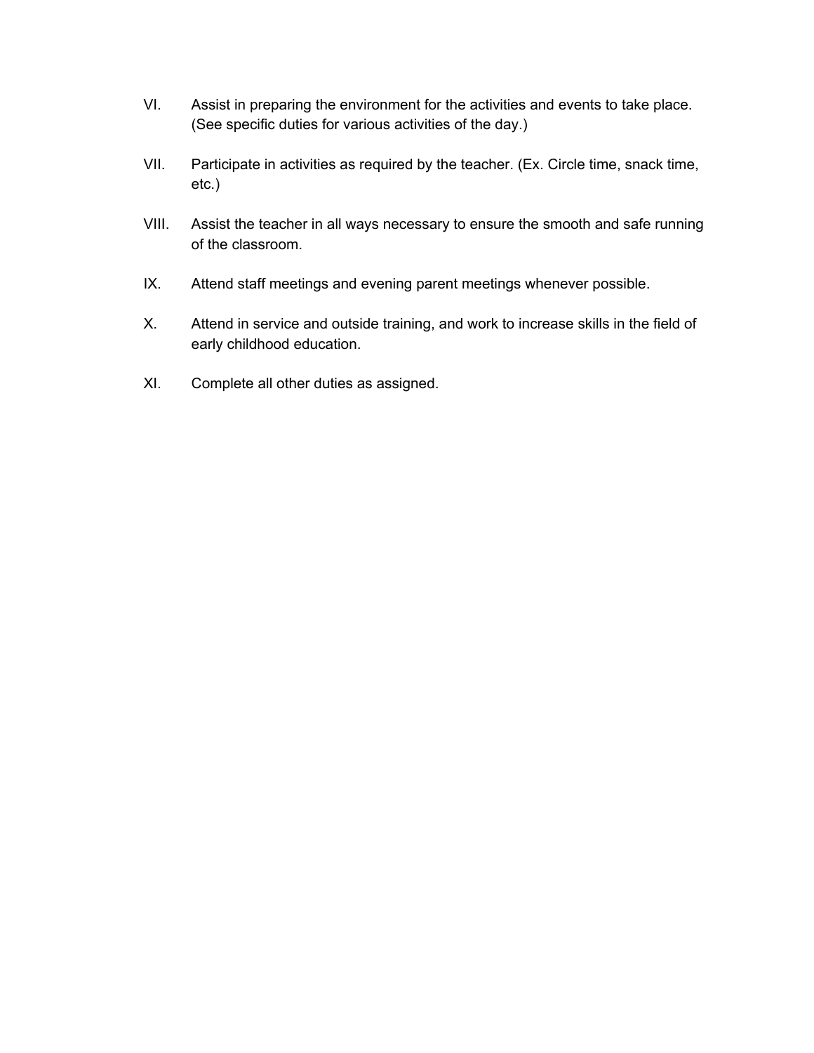VI. Assist in preparing the environment for the activities and events to take place. (See specific duties for various activities of the day.)

VII. Participate in activities as required by the teacher. (Ex. Circle time, snack time, etc.)

VIII. Assist the teacher in all ways necessary to ensure the smooth and safe running of the classroom.

IX. Attend staff meetings and evening parent meetings whenever possible.

X. Attend in service and outside training, and work to increase skills in the field of early childhood education.

XI. Complete all other duties as assigned.